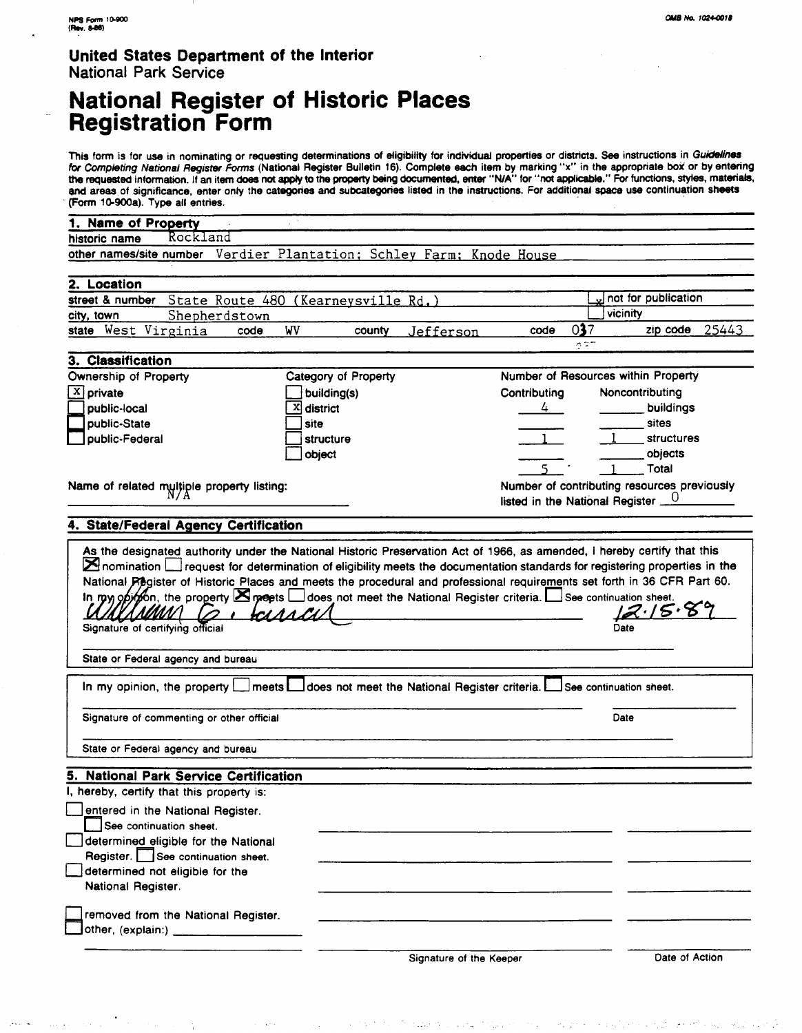NPS Form 10-900
(Rev. 8-86)

OMB No. 1024-0018

**United States Department of the Interior**
National Park Service

# National Register of Historic Places Registration Form

This form is for use in nominating or requesting determinations of eligibility for individual properties or districts. See instructions in *Guidelines for Completing National Register Forms* (National Register Bulletin 16). Complete each item by marking "x" in the appropriate box or by entering the requested information. If an item does not apply to the property being documented, enter "N/A" for "not applicable." For functions, styles, materials, and areas of significance, enter only the categories and subcategories listed in the instructions. For additional space use continuation sheets (Form 10-900a). Type all entries.

## 1. Name of Property

historic name: Rockland

other names/site number: Verdier Plantation; Schley Farm; Knode House

## 2. Location

street & number: State Route 480 (Kearneysville Rd.) — [x] not for publication

city, town: Shepherdstown — [ ] vicinity

state: West Virginia — code: WV — county: Jefferson — code: 037 — zip code: 25443

## 3. Classification

**Ownership of Property**
- [X] private
- [ ] public-local
- [ ] public-State
- [ ] public-Federal

**Category of Property**
- [ ] building(s)
- [X] district
- [ ] site
- [ ] structure
- [ ] object

**Number of Resources within Property**

| Contributing | Noncontributing | |
|---|---|---|
| 4 | | buildings |
| | | sites |
| 1 | 1 | structures |
| | | objects |
| 5 | 1 | Total |

Name of related multiple property listing: N/A

Number of contributing resources previously listed in the National Register: 0

## 4. State/Federal Agency Certification

As the designated authority under the National Historic Preservation Act of 1966, as amended, I hereby certify that this [X] nomination [ ] request for determination of eligibility meets the documentation standards for registering properties in the National Register of Historic Places and meets the procedural and professional requirements set forth in 36 CFR Part 60. In my opinion, the property [X] meets [ ] does not meet the National Register criteria. [ ] See continuation sheet.

William G. Farrar — 12.15.89
Signature of certifying official — Date

State or Federal agency and bureau

In my opinion, the property [ ] meets [ ] does not meet the National Register criteria. [ ] See continuation sheet.

Signature of commenting or other official — Date

State or Federal agency and bureau

## 5. National Park Service Certification

I, hereby, certify that this property is:

- [ ] entered in the National Register. [ ] See continuation sheet.
- [ ] determined eligible for the National Register. [ ] See continuation sheet.
- [ ] determined not eligible for the National Register.
- [ ] removed from the National Register.
- [ ] other, (explain:)

Signature of the Keeper — Date of Action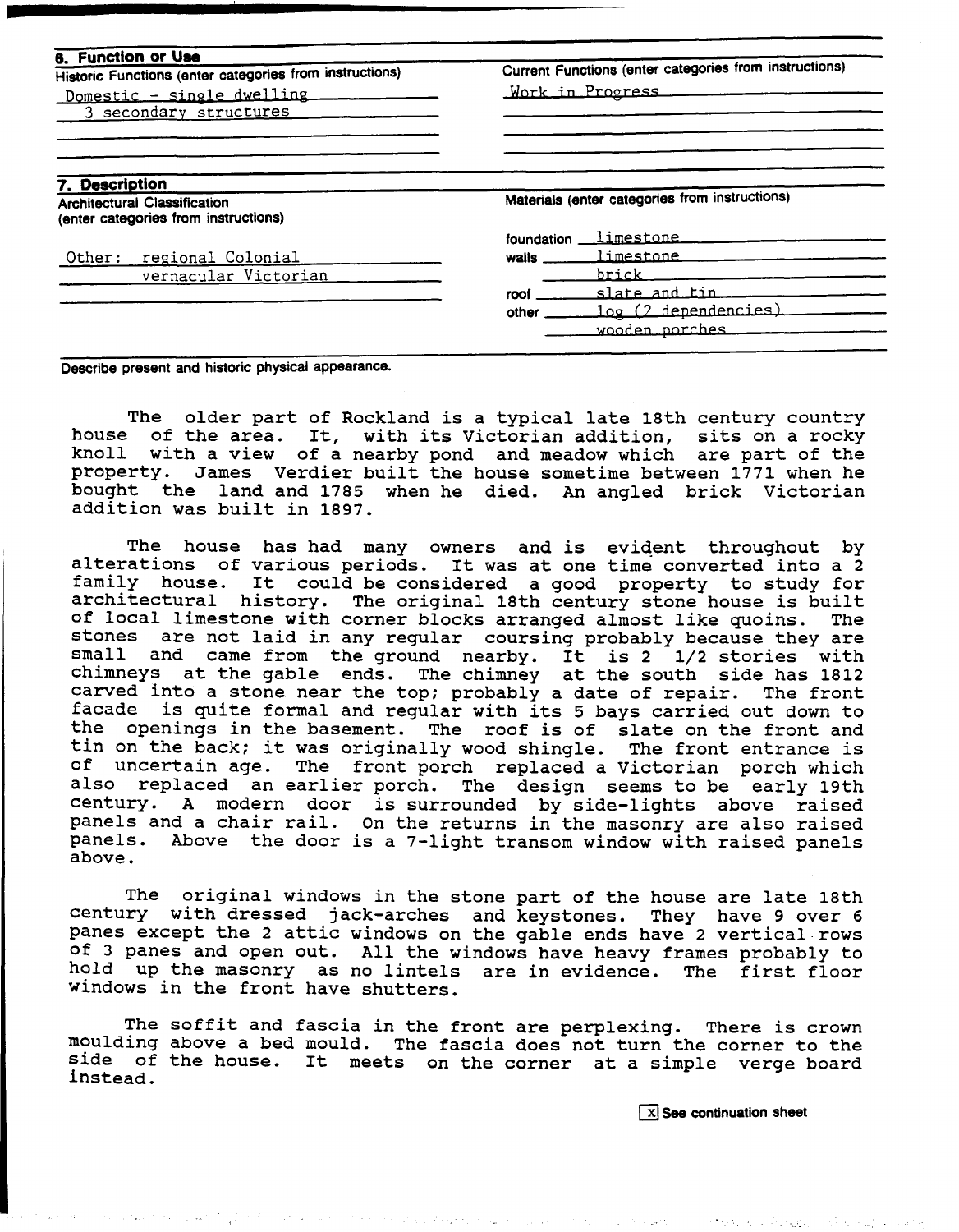## 6. Function or Use

| Historic Functions (enter categories from instructions) | Current Functions (enter categories from instructions) |
|---|---|
| Domestic - single dwelling | Work in Progress |
| 3 secondary structures | |

## 7. Description

| Architectural Classification (enter categories from instructions) | Materials (enter categories from instructions) | |
|---|---|---|
| Other: regional Colonial | foundation | limestone |
| vernacular Victorian | walls | limestone |
| | | brick |
| | roof | slate and tin |
| | other | log (2 dependencies) |
| | | wooden porches |

Describe present and historic physical appearance.

The older part of Rockland is a typical late 18th century country house of the area. It, with its Victorian addition, sits on a rocky knoll with a view of a nearby pond and meadow which are part of the property. James Verdier built the house sometime between 1771 when he bought the land and 1785 when he died. An angled brick Victorian addition was built in 1897.

The house has had many owners and is evident throughout by alterations of various periods. It was at one time converted into a 2 family house. It could be considered a good property to study for architectural history. The original 18th century stone house is built of local limestone with corner blocks arranged almost like quoins. The stones are not laid in any regular coursing probably because they are small and came from the ground nearby. It is 2 1/2 stories with chimneys at the gable ends. The chimney at the south side has 1812 carved into a stone near the top; probably a date of repair. The front facade is quite formal and regular with its 5 bays carried out down to the openings in the basement. The roof is of slate on the front and tin on the back; it was originally wood shingle. The front entrance is of uncertain age. The front porch replaced a Victorian porch which also replaced an earlier porch. The design seems to be early 19th century. A modern door is surrounded by side-lights above raised panels and a chair rail. On the returns in the masonry are also raised panels. Above the door is a 7-light transom window with raised panels above.

The original windows in the stone part of the house are late 18th century with dressed jack-arches and keystones. They have 9 over 6 panes except the 2 attic windows on the gable ends have 2 vertical rows of 3 panes and open out. All the windows have heavy frames probably to hold up the masonry as no lintels are in evidence. The first floor windows in the front have shutters.

The soffit and fascia in the front are perplexing. There is crown moulding above a bed mould. The fascia does not turn the corner to the side of the house. It meets on the corner at a simple verge board instead.

[x] See continuation sheet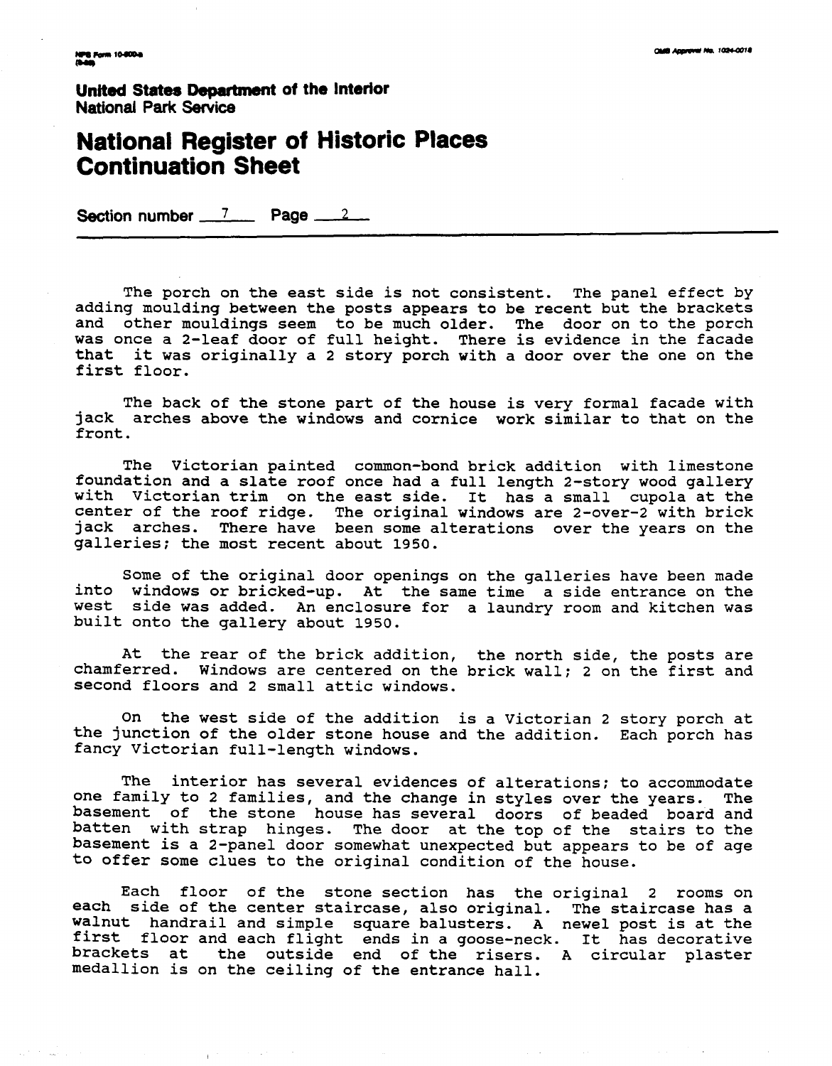United States Department of the Interior
National Park Service

# National Register of Historic Places Continuation Sheet

Section number 7 Page 2

The porch on the east side is not consistent. The panel effect by adding moulding between the posts appears to be recent but the brackets and other mouldings seem to be much older. The door on to the porch was once a 2-leaf door of full height. There is evidence in the facade that it was originally a 2 story porch with a door over the one on the first floor.

The back of the stone part of the house is very formal facade with jack arches above the windows and cornice work similar to that on the front.

The Victorian painted common-bond brick addition with limestone foundation and a slate roof once had a full length 2-story wood gallery with Victorian trim on the east side. It has a small cupola at the center of the roof ridge. The original windows are 2-over-2 with brick jack arches. There have been some alterations over the years on the galleries; the most recent about 1950.

Some of the original door openings on the galleries have been made into windows or bricked-up. At the same time a side entrance on the west side was added. An enclosure for a laundry room and kitchen was built onto the gallery about 1950.

At the rear of the brick addition, the north side, the posts are chamferred. Windows are centered on the brick wall; 2 on the first and second floors and 2 small attic windows.

On the west side of the addition is a Victorian 2 story porch at the junction of the older stone house and the addition. Each porch has fancy Victorian full-length windows.

The interior has several evidences of alterations; to accommodate one family to 2 families, and the change in styles over the years. The basement of the stone house has several doors of beaded board and batten with strap hinges. The door at the top of the stairs to the basement is a 2-panel door somewhat unexpected but appears to be of age to offer some clues to the original condition of the house.

Each floor of the stone section has the original 2 rooms on each side of the center staircase, also original. The staircase has a walnut handrail and simple square balusters. A newel post is at the first floor and each flight ends in a goose-neck. It has decorative brackets at the outside end of the risers. A circular plaster medallion is on the ceiling of the entrance hall.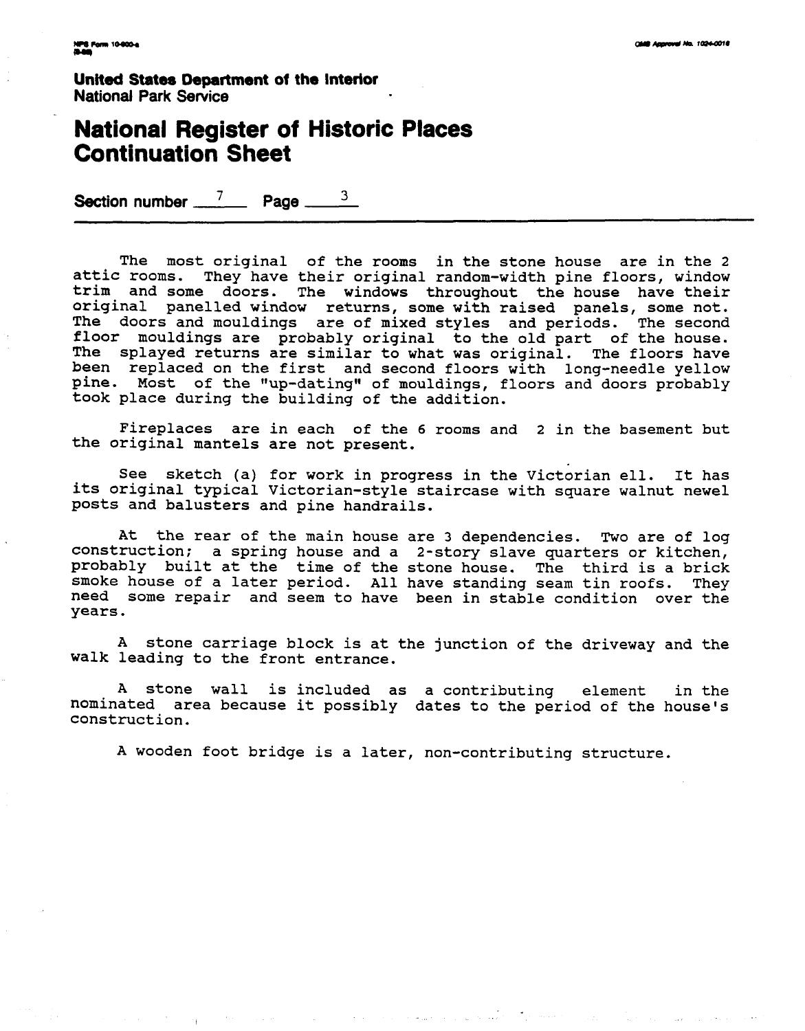United States Department of the Interior
National Park Service

# National Register of Historic Places Continuation Sheet

Section number 7 Page 3

The most original of the rooms in the stone house are in the 2 attic rooms. They have their original random-width pine floors, window trim and some doors. The windows throughout the house have their original panelled window returns, some with raised panels, some not. The doors and mouldings are of mixed styles and periods. The second floor mouldings are probably original to the old part of the house. The splayed returns are similar to what was original. The floors have been replaced on the first and second floors with long-needle yellow pine. Most of the "up-dating" of mouldings, floors and doors probably took place during the building of the addition.

Fireplaces are in each of the 6 rooms and 2 in the basement but the original mantels are not present.

See sketch (a) for work in progress in the Victorian ell. It has its original typical Victorian-style staircase with square walnut newel posts and balusters and pine handrails.

At the rear of the main house are 3 dependencies. Two are of log construction; a spring house and a 2-story slave quarters or kitchen, probably built at the time of the stone house. The third is a brick smoke house of a later period. All have standing seam tin roofs. They need some repair and seem to have been in stable condition over the years.

A stone carriage block is at the junction of the driveway and the walk leading to the front entrance.

A stone wall is included as a contributing element in the nominated area because it possibly dates to the period of the house's construction.

A wooden foot bridge is a later, non-contributing structure.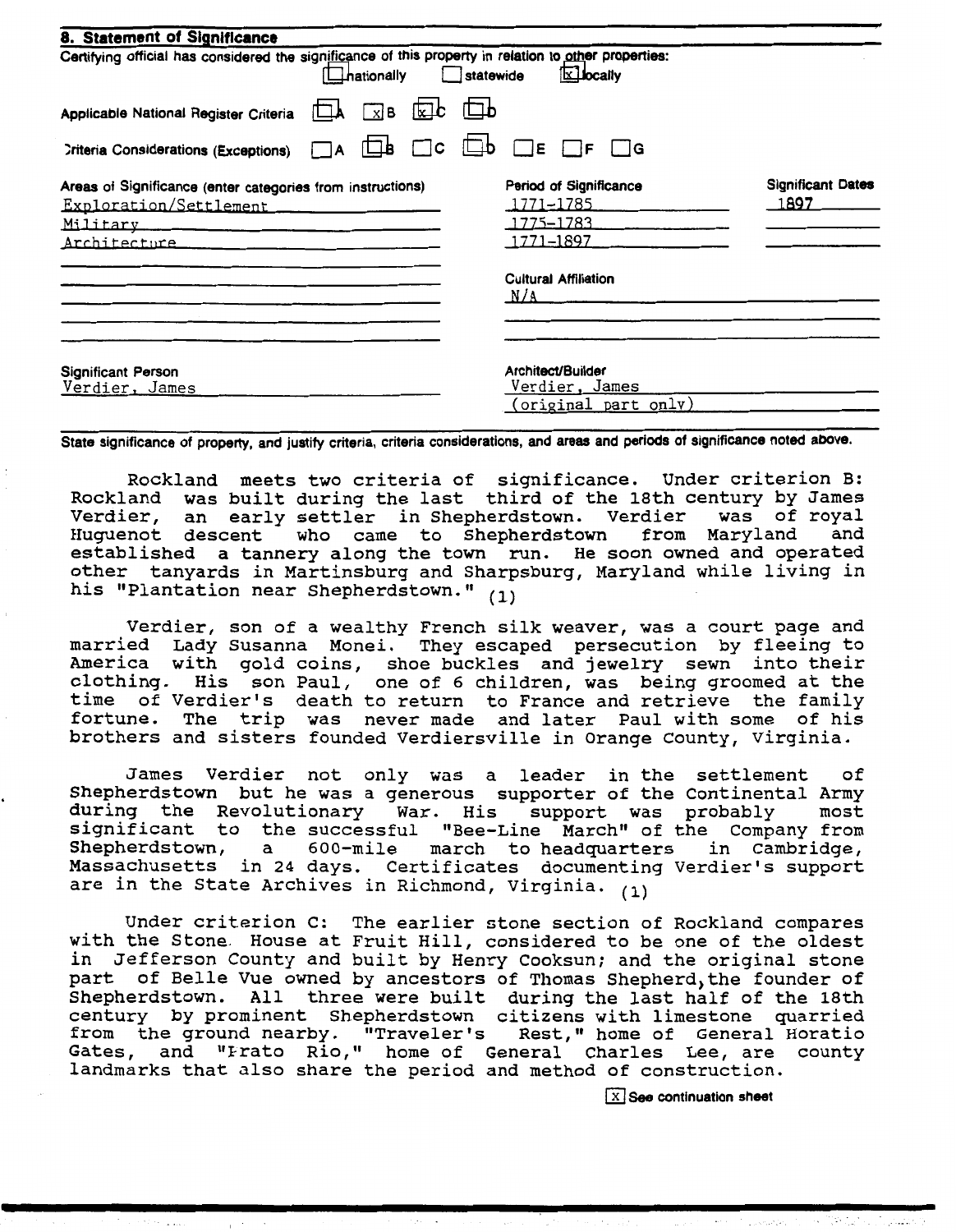## 8. Statement of Significance

Certifying official has considered the significance of this property in relation to other properties:
☐ nationally ☐ statewide ☒ locally

Applicable National Register Criteria ☐ A ☒ B ☒ C ☐ D

Criteria Considerations (Exceptions) ☐ A ☐ B ☐ C ☐ D ☐ E ☐ F ☐ G

| Areas of Significance (enter categories from instructions) | Period of Significance | Significant Dates |
|---|---|---|
| Exploration/Settlement | 1771-1785 | 1897 |
| Military | 1775-1783 | |
| Architecture | 1771-1897 | |

Cultural Affiliation
N/A

Significant Person
Verdier, James

Architect/Builder
Verdier, James
(original part only)

State significance of property, and justify criteria, criteria considerations, and areas and periods of significance noted above.

Rockland meets two criteria of significance. Under criterion B: Rockland was built during the last third of the 18th century by James Verdier, an early settler in Shepherdstown. Verdier was of royal Huguenot descent who came to Shepherdstown from Maryland and established a tannery along the town run. He soon owned and operated other tanyards in Martinsburg and Sharpsburg, Maryland while living in his "Plantation near Shepherdstown." (1)

Verdier, son of a wealthy French silk weaver, was a court page and married Lady Susanna Monei. They escaped persecution by fleeing to America with gold coins, shoe buckles and jewelry sewn into their clothing. His son Paul, one of 6 children, was being groomed at the time of Verdier's death to return to France and retrieve the family fortune. The trip was never made and later Paul with some of his brothers and sisters founded Verdiersville in Orange County, Virginia.

James Verdier not only was a leader in the settlement of Shepherdstown but he was a generous supporter of the Continental Army during the Revolutionary War. His support was probably most significant to the successful "Bee-Line March" of the Company from Shepherdstown, a 600-mile march to headquarters in Cambridge, Massachusetts in 24 days. Certificates documenting Verdier's support are in the State Archives in Richmond, Virginia. (1)

Under criterion C: The earlier stone section of Rockland compares with the Stone House at Fruit Hill, considered to be one of the oldest in Jefferson County and built by Henry Cooksun; and the original stone part of Belle Vue owned by ancestors of Thomas Shepherd, the founder of Shepherdstown. All three were built during the last half of the 18th century by prominent Shepherdstown citizens with limestone quarried from the ground nearby. "Traveler's Rest," home of General Horatio Gates, and "Prato Rio," home of General Charles Lee, are county landmarks that also share the period and method of construction.

☒ See continuation sheet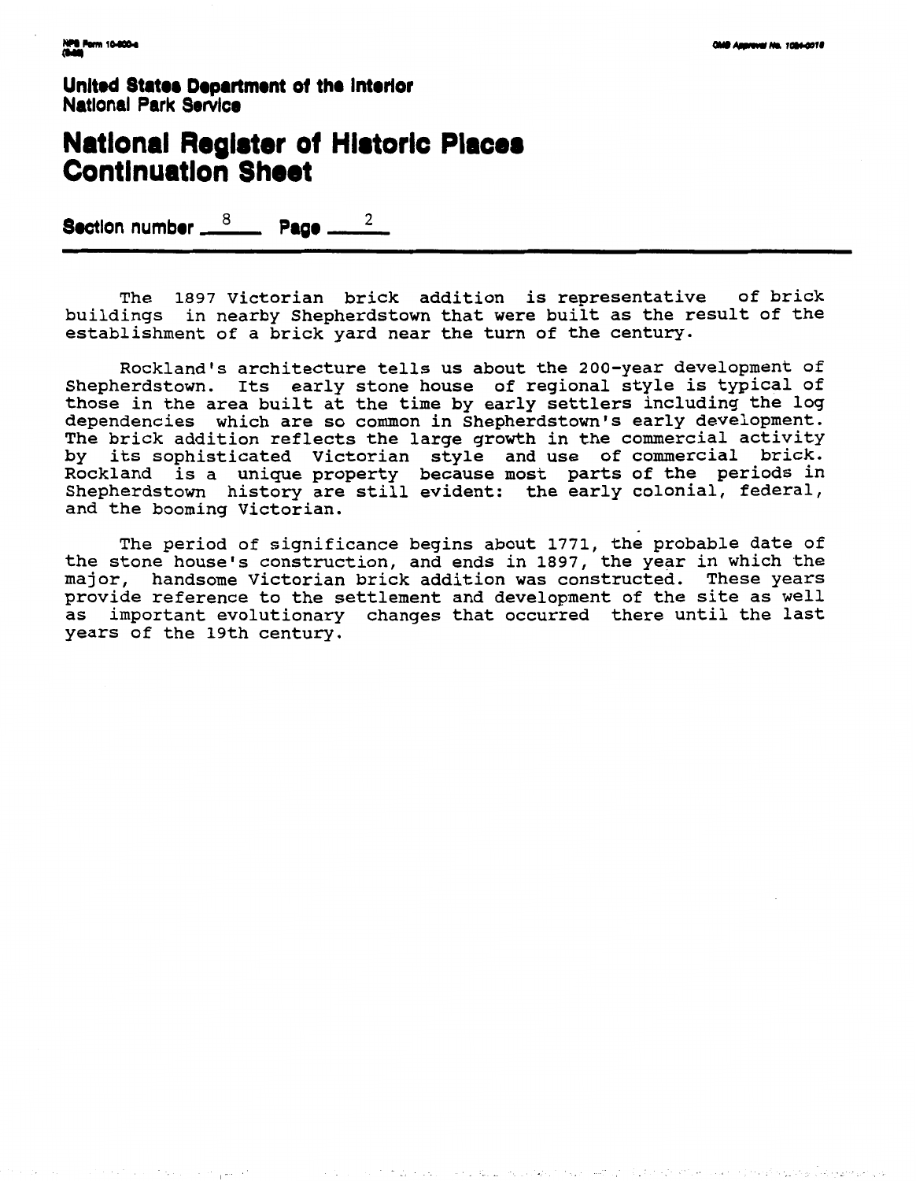United States Department of the Interior
National Park Service

# National Register of Historic Places Continuation Sheet

**Section number** 8 **Page** 2

The 1897 Victorian brick addition is representative of brick buildings in nearby Shepherdstown that were built as the result of the establishment of a brick yard near the turn of the century.

Rockland's architecture tells us about the 200-year development of Shepherdstown. Its early stone house of regional style is typical of those in the area built at the time by early settlers including the log dependencies which are so common in Shepherdstown's early development. The brick addition reflects the large growth in the commercial activity by its sophisticated Victorian style and use of commercial brick. Rockland is a unique property because most parts of the periods in Shepherdstown history are still evident: the early colonial, federal, and the booming Victorian.

The period of significance begins about 1771, the probable date of the stone house's construction, and ends in 1897, the year in which the major, handsome Victorian brick addition was constructed. These years provide reference to the settlement and development of the site as well as important evolutionary changes that occurred there until the last years of the 19th century.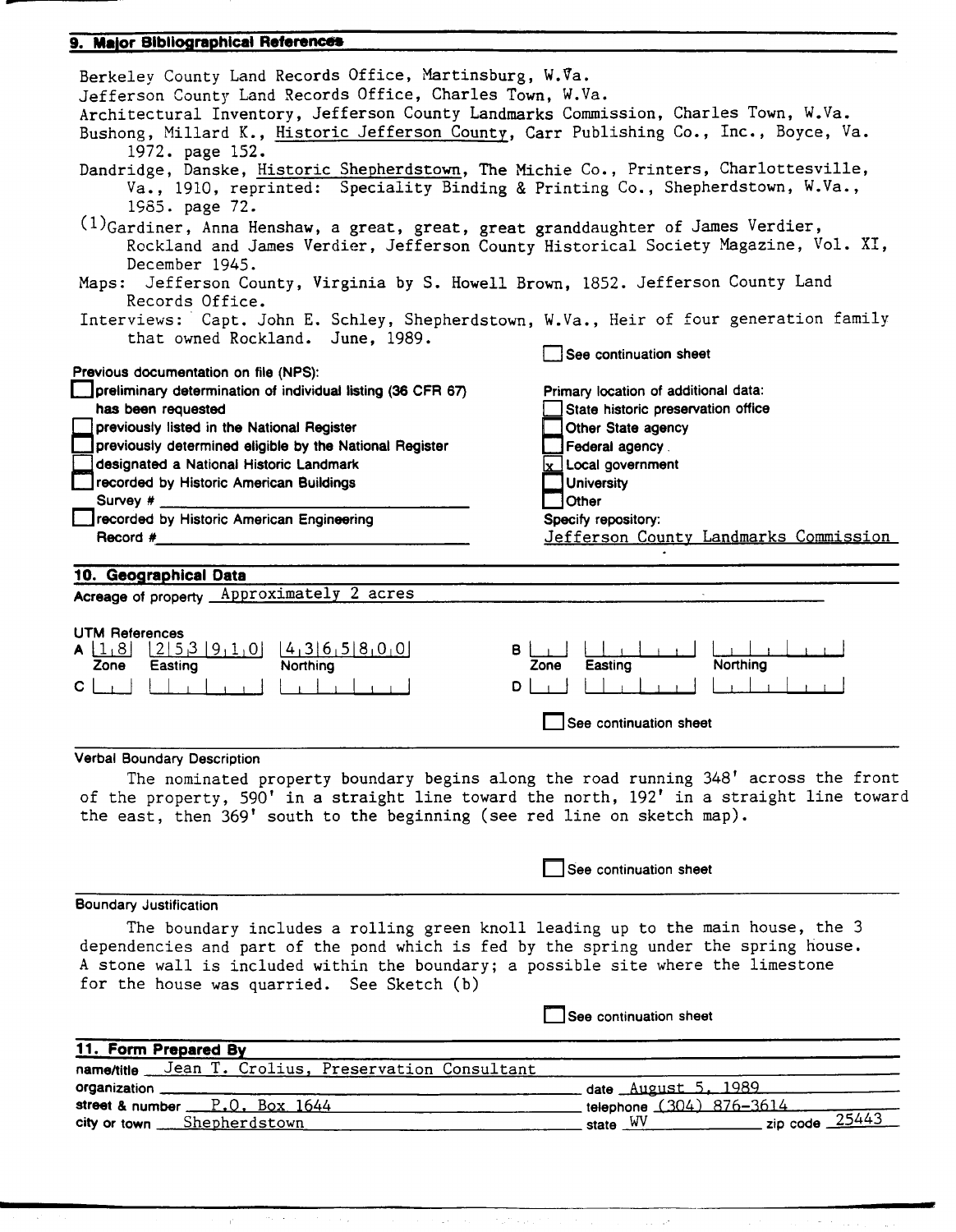## 9. Major Bibliographical References

Berkeley County Land Records Office, Martinsburg, W.Va.
Jefferson County Land Records Office, Charles Town, W.Va.
Architectural Inventory, Jefferson County Landmarks Commission, Charles Town, W.Va.
Bushong, Millard K., Historic Jefferson County, Carr Publishing Co., Inc., Boyce, Va. 1972. page 152.
Dandridge, Danske, Historic Shepherdstown, The Michie Co., Printers, Charlottesville, Va., 1910, reprinted: Speciality Binding & Printing Co., Shepherdstown, W.Va., 1985. page 72.
(1)Gardiner, Anna Henshaw, a great, great, great granddaughter of James Verdier, Rockland and James Verdier, Jefferson County Historical Society Magazine, Vol. XI, December 1945.
Maps: Jefferson County, Virginia by S. Howell Brown, 1852. Jefferson County Land Records Office.
Interviews: Capt. John E. Schley, Shepherdstown, W.Va., Heir of four generation family that owned Rockland. June, 1989.

☐ See continuation sheet

Previous documentation on file (NPS):
- ☐ preliminary determination of individual listing (36 CFR 67) has been requested
- ☐ previously listed in the National Register
- ☐ previously determined eligible by the National Register
- ☐ designated a National Historic Landmark
- ☐ recorded by Historic American Buildings Survey # ______
- ☐ recorded by Historic American Engineering Record # ______

Primary location of additional data:
- ☐ State historic preservation office
- ☐ Other State agency
- ☐ Federal agency
- ☒ Local government
- ☐ University
- ☐ Other

Specify repository: Jefferson County Landmarks Commission

## 10. Geographical Data

Acreage of property: Approximately 2 acres

UTM References

| | Zone | Easting | Northing |
|---|---|---|---|
| A | 18 | 253910 | 4365800 |
| B | | | |
| C | | | |
| D | | | |

☐ See continuation sheet

**Verbal Boundary Description**

The nominated property boundary begins along the road running 348' across the front of the property, 590' in a straight line toward the north, 192' in a straight line toward the east, then 369' south to the beginning (see red line on sketch map).

☐ See continuation sheet

**Boundary Justification**

The boundary includes a rolling green knoll leading up to the main house, the 3 dependencies and part of the pond which is fed by the spring under the spring house. A stone wall is included within the boundary; a possible site where the limestone for the house was quarried. See Sketch (b)

☐ See continuation sheet

## 11. Form Prepared By

name/title: Jean T. Crolius, Preservation Consultant
organization: ______ date: August 5, 1989
street & number: P.O. Box 1644 telephone: (304) 876-3614
city or town: Shepherdstown state: WV zip code: 25443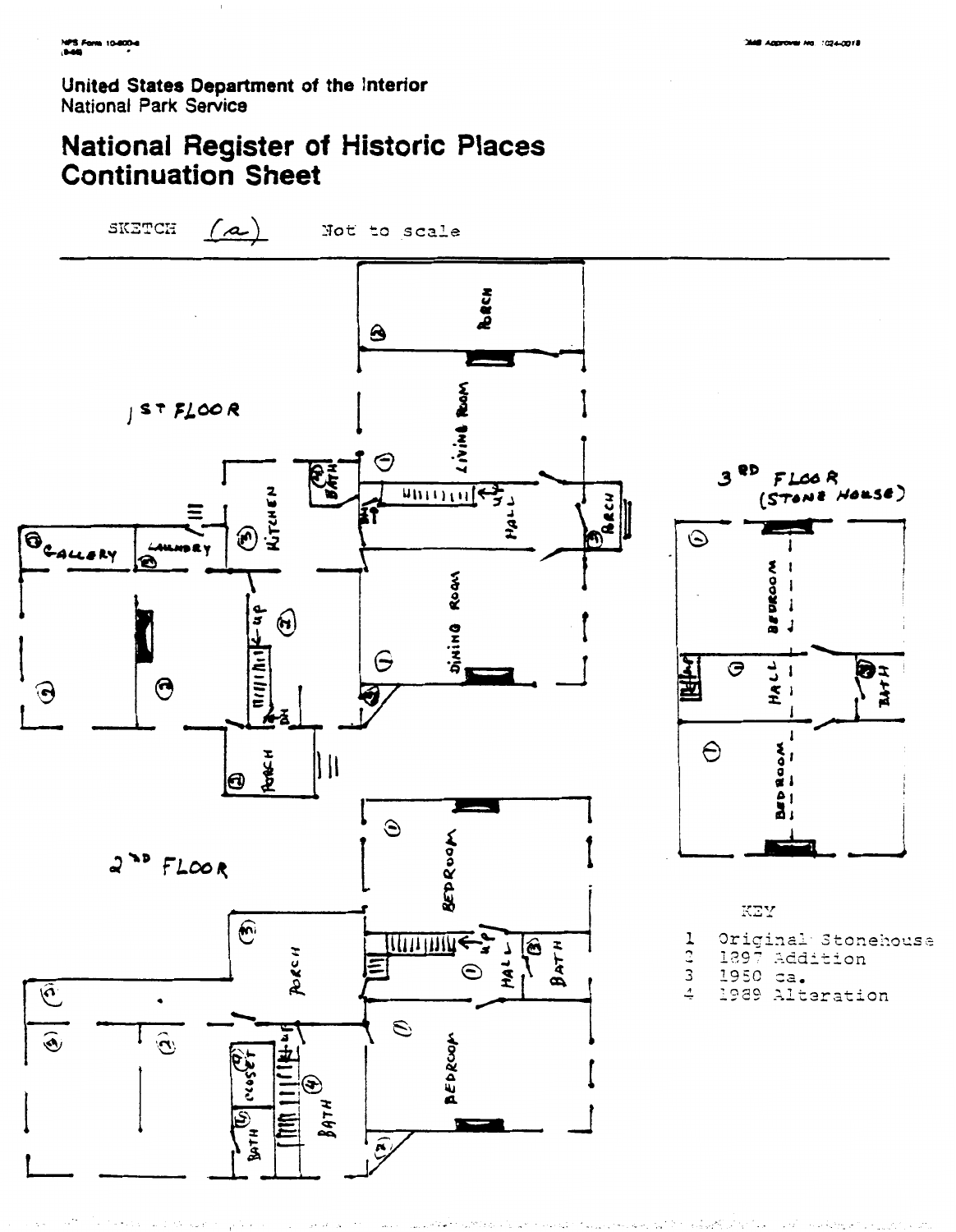United States Department of the Interior
National Park Service

# National Register of Historic Places Continuation Sheet

SKETCH (a) Not to scale

1ST FLOOR

PORCH

LIVING ROOM

BATH

HALL

UP

PORCH

KITCHEN

GALLERY

LAUNDRY

DINING ROOM

UP

PORCH

3RD FLOOR (STONE HOUSE)

BEDROOM

HALL

BATH

BEDROOM

2ND FLOOR

BEDROOM

PORCH

UP

HALL

BATH

CLOSET

BATH

BATH

BEDROOM

KEY

1 Original Stonehouse
2 1897 Addition
3 1950 ca.
4 1989 Alteration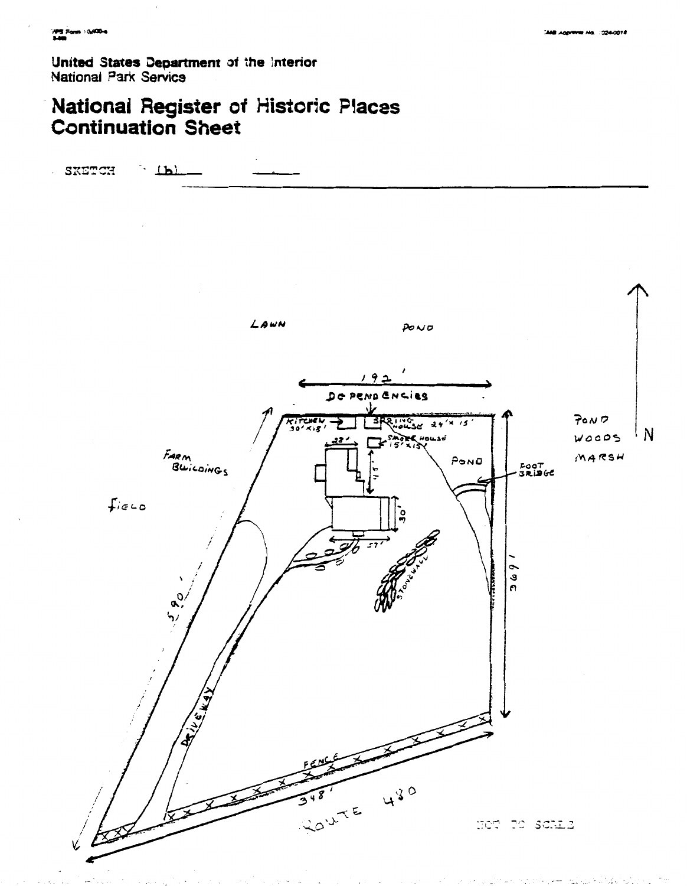United States Department of the Interior
National Park Service

# National Register of Historic Places Continuation Sheet

SKETCH (b)

LAWN

POND

192'

DEPENDENCIES

KITCHEN 30' x 18'

SPRING HOUSE 24' x 15'

SMOKE HOUSE 15' x 15'

23'

15'

POND

FOOT BRIDGE

POND

WOODS

MARSH

N

FARM BUILDINGS

FIELD

30'

57'

STONEWALL

590'

369'

DRIVEWAY

FENCE

348'

ROUTE 480

NOT TO SCALE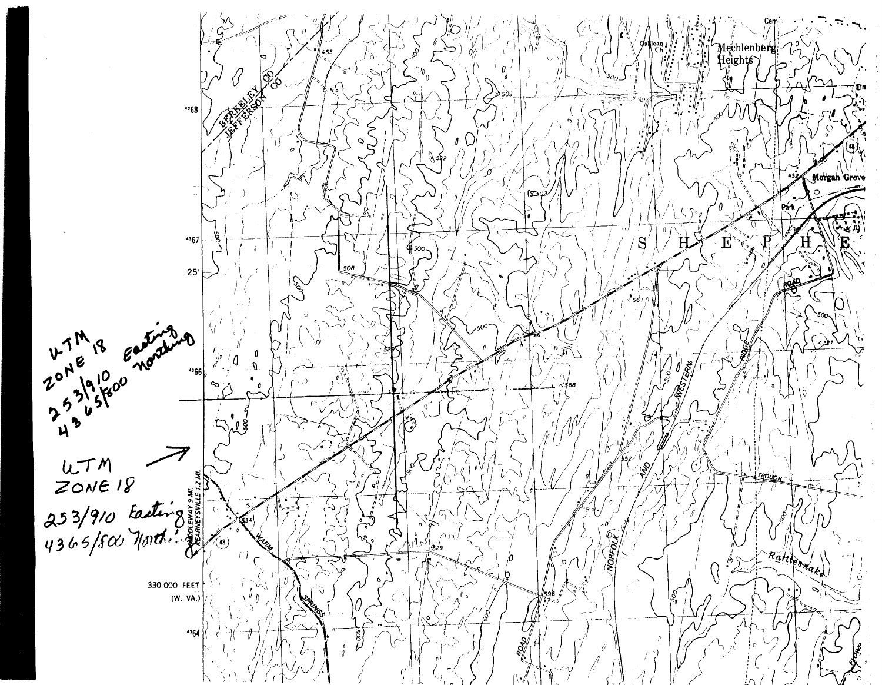UTM
ZONE 18
253/910 Easting
4365/800 Northing

UTM
ZONE 18
253/910 Easting
4365/800 North...

BERKELEY CO
JEFFERSON CO

Mechlenberg Heights

Morgan Grove

S H E P H E

NORFOLK AND WESTERN

RIDGE ROAD

TROUGH

Rattlesnake

WARM SPRINGS ROAD

MIDDLEWAY 9 MI.
KEARNEYSVILLE 1.2 MI.

4368

4367

25'

4366

330 000 FEET
(W. VA.)

4364